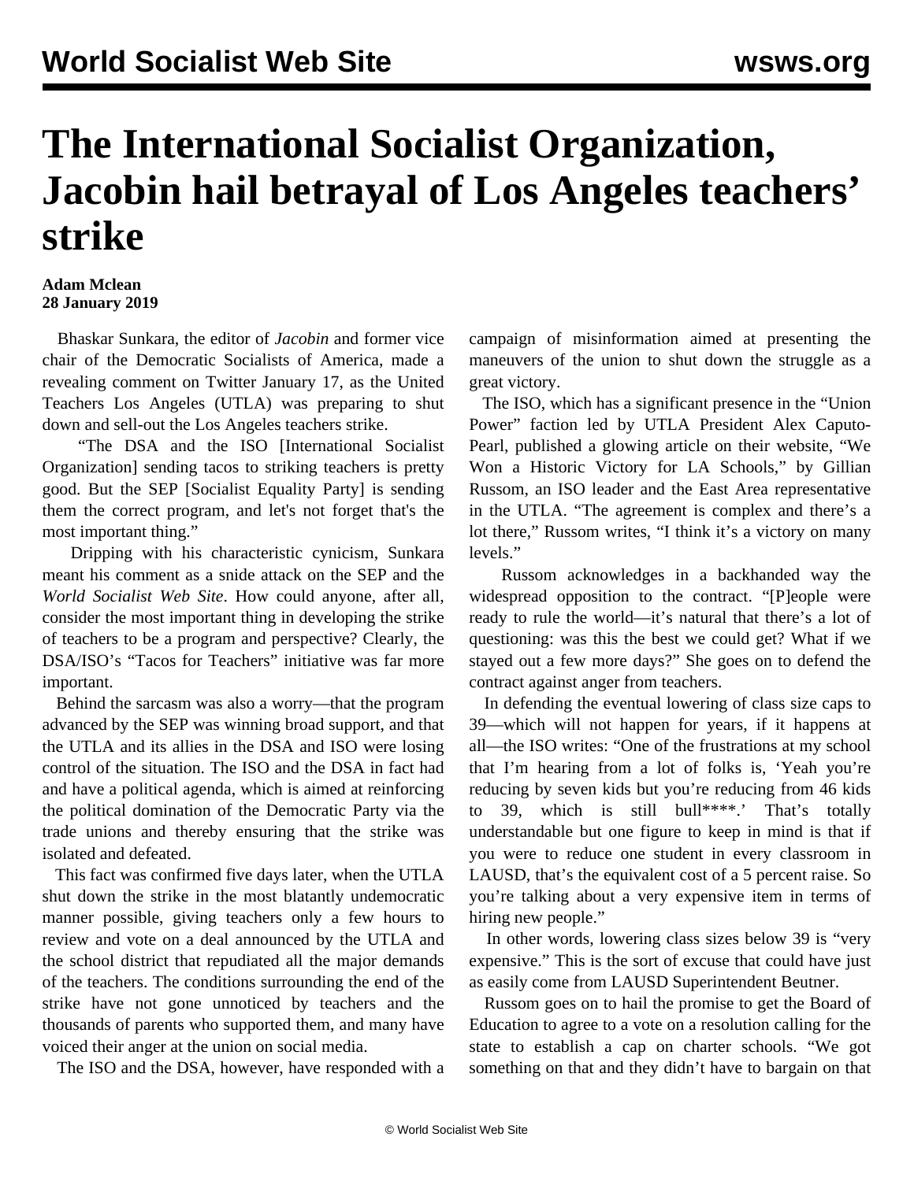# The International Socialist Organization, Jacobin hail betrayal of Los Angeles teachers' strike

**Adam Mclean**
**28 January 2019**

Bhaskar Sunkara, the editor of *Jacobin* and former vice chair of the Democratic Socialists of America, made a revealing comment on Twitter January 17, as the United Teachers Los Angeles (UTLA) was preparing to shut down and sell-out the Los Angeles teachers strike.

"The DSA and the ISO [International Socialist Organization] sending tacos to striking teachers is pretty good. But the SEP [Socialist Equality Party] is sending them the correct program, and let's not forget that's the most important thing."

Dripping with his characteristic cynicism, Sunkara meant his comment as a snide attack on the SEP and the *World Socialist Web Site*. How could anyone, after all, consider the most important thing in developing the strike of teachers to be a program and perspective? Clearly, the DSA/ISO's "Tacos for Teachers" initiative was far more important.

Behind the sarcasm was also a worry—that the program advanced by the SEP was winning broad support, and that the UTLA and its allies in the DSA and ISO were losing control of the situation. The ISO and the DSA in fact had and have a political agenda, which is aimed at reinforcing the political domination of the Democratic Party via the trade unions and thereby ensuring that the strike was isolated and defeated.

This fact was confirmed five days later, when the UTLA shut down the strike in the most blatantly undemocratic manner possible, giving teachers only a few hours to review and vote on a deal announced by the UTLA and the school district that repudiated all the major demands of the teachers. The conditions surrounding the end of the strike have not gone unnoticed by teachers and the thousands of parents who supported them, and many have voiced their anger at the union on social media.

The ISO and the DSA, however, have responded with a campaign of misinformation aimed at presenting the maneuvers of the union to shut down the struggle as a great victory.

The ISO, which has a significant presence in the "Union Power" faction led by UTLA President Alex Caputo-Pearl, published a glowing article on their website, "We Won a Historic Victory for LA Schools," by Gillian Russom, an ISO leader and the East Area representative in the UTLA. "The agreement is complex and there's a lot there," Russom writes, "I think it's a victory on many levels."

Russom acknowledges in a backhanded way the widespread opposition to the contract. "[P]eople were ready to rule the world—it's natural that there's a lot of questioning: was this the best we could get? What if we stayed out a few more days?" She goes on to defend the contract against anger from teachers.

In defending the eventual lowering of class size caps to 39—which will not happen for years, if it happens at all—the ISO writes: "One of the frustrations at my school that I'm hearing from a lot of folks is, 'Yeah you're reducing by seven kids but you're reducing from 46 kids to 39, which is still bull****.' That's totally understandable but one figure to keep in mind is that if you were to reduce one student in every classroom in LAUSD, that's the equivalent cost of a 5 percent raise. So you're talking about a very expensive item in terms of hiring new people."

In other words, lowering class sizes below 39 is "very expensive." This is the sort of excuse that could have just as easily come from LAUSD Superintendent Beutner.

Russom goes on to hail the promise to get the Board of Education to agree to a vote on a resolution calling for the state to establish a cap on charter schools. "We got something on that and they didn't have to bargain on that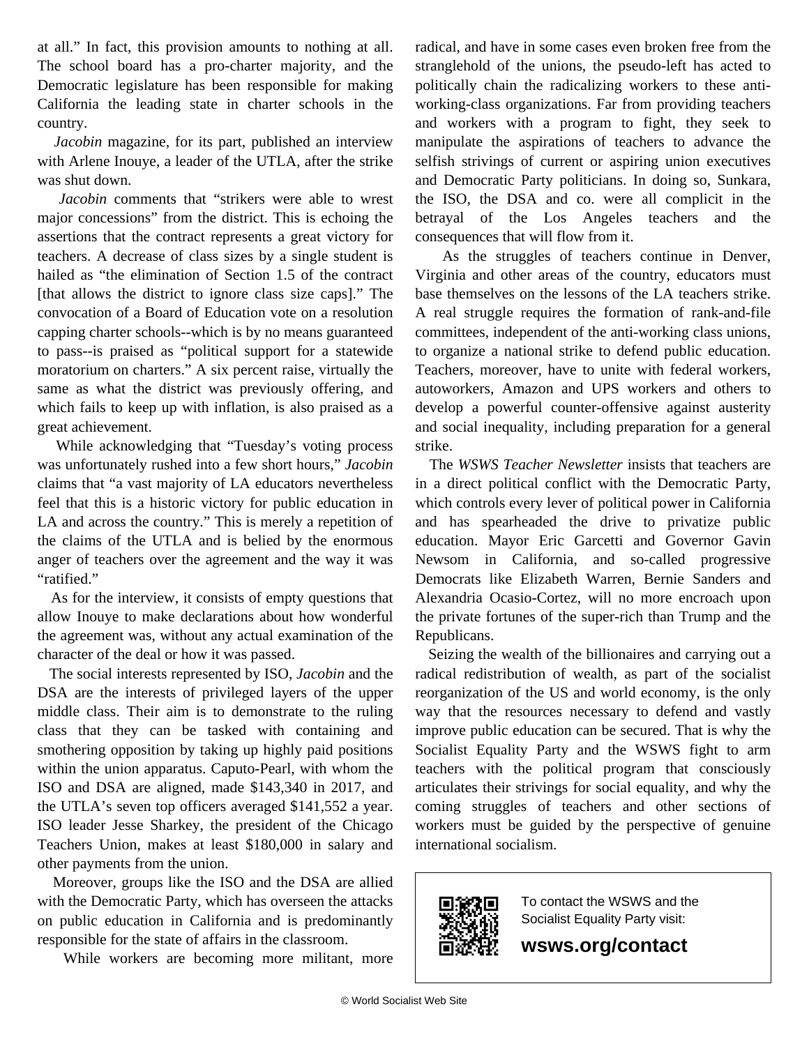at all." In fact, this provision amounts to nothing at all. The school board has a pro-charter majority, and the Democratic legislature has been responsible for making California the leading state in charter schools in the country.

*Jacobin* magazine, for its part, published an interview with Arlene Inouye, a leader of the UTLA, after the strike was shut down.

*Jacobin* comments that "strikers were able to wrest major concessions" from the district. This is echoing the assertions that the contract represents a great victory for teachers. A decrease of class sizes by a single student is hailed as "the elimination of Section 1.5 of the contract [that allows the district to ignore class size caps]." The convocation of a Board of Education vote on a resolution capping charter schools--which is by no means guaranteed to pass--is praised as "political support for a statewide moratorium on charters." A six percent raise, virtually the same as what the district was previously offering, and which fails to keep up with inflation, is also praised as a great achievement.

While acknowledging that "Tuesday's voting process was unfortunately rushed into a few short hours," *Jacobin* claims that "a vast majority of LA educators nevertheless feel that this is a historic victory for public education in LA and across the country." This is merely a repetition of the claims of the UTLA and is belied by the enormous anger of teachers over the agreement and the way it was "ratified."

As for the interview, it consists of empty questions that allow Inouye to make declarations about how wonderful the agreement was, without any actual examination of the character of the deal or how it was passed.

The social interests represented by ISO, *Jacobin* and the DSA are the interests of privileged layers of the upper middle class. Their aim is to demonstrate to the ruling class that they can be tasked with containing and smothering opposition by taking up highly paid positions within the union apparatus. Caputo-Pearl, with whom the ISO and DSA are aligned, made $143,340 in 2017, and the UTLA's seven top officers averaged $141,552 a year. ISO leader Jesse Sharkey, the president of the Chicago Teachers Union, makes at least $180,000 in salary and other payments from the union.

Moreover, groups like the ISO and the DSA are allied with the Democratic Party, which has overseen the attacks on public education in California and is predominantly responsible for the state of affairs in the classroom.

While workers are becoming more militant, more radical, and have in some cases even broken free from the stranglehold of the unions, the pseudo-left has acted to politically chain the radicalizing workers to these anti-working-class organizations. Far from providing teachers and workers with a program to fight, they seek to manipulate the aspirations of teachers to advance the selfish strivings of current or aspiring union executives and Democratic Party politicians. In doing so, Sunkara, the ISO, the DSA and co. were all complicit in the betrayal of the Los Angeles teachers and the consequences that will flow from it.

As the struggles of teachers continue in Denver, Virginia and other areas of the country, educators must base themselves on the lessons of the LA teachers strike. A real struggle requires the formation of rank-and-file committees, independent of the anti-working class unions, to organize a national strike to defend public education. Teachers, moreover, have to unite with federal workers, autoworkers, Amazon and UPS workers and others to develop a powerful counter-offensive against austerity and social inequality, including preparation for a general strike.

The *WSWS Teacher Newsletter* insists that teachers are in a direct political conflict with the Democratic Party, which controls every lever of political power in California and has spearheaded the drive to privatize public education. Mayor Eric Garcetti and Governor Gavin Newsom in California, and so-called progressive Democrats like Elizabeth Warren, Bernie Sanders and Alexandria Ocasio-Cortez, will no more encroach upon the private fortunes of the super-rich than Trump and the Republicans.

Seizing the wealth of the billionaires and carrying out a radical redistribution of wealth, as part of the socialist reorganization of the US and world economy, is the only way that the resources necessary to defend and vastly improve public education can be secured. That is why the Socialist Equality Party and the WSWS fight to arm teachers with the political program that consciously articulates their strivings for social equality, and why the coming struggles of teachers and other sections of workers must be guided by the perspective of genuine international socialism.

To contact the WSWS and the Socialist Equality Party visit:

**wsws.org/contact**